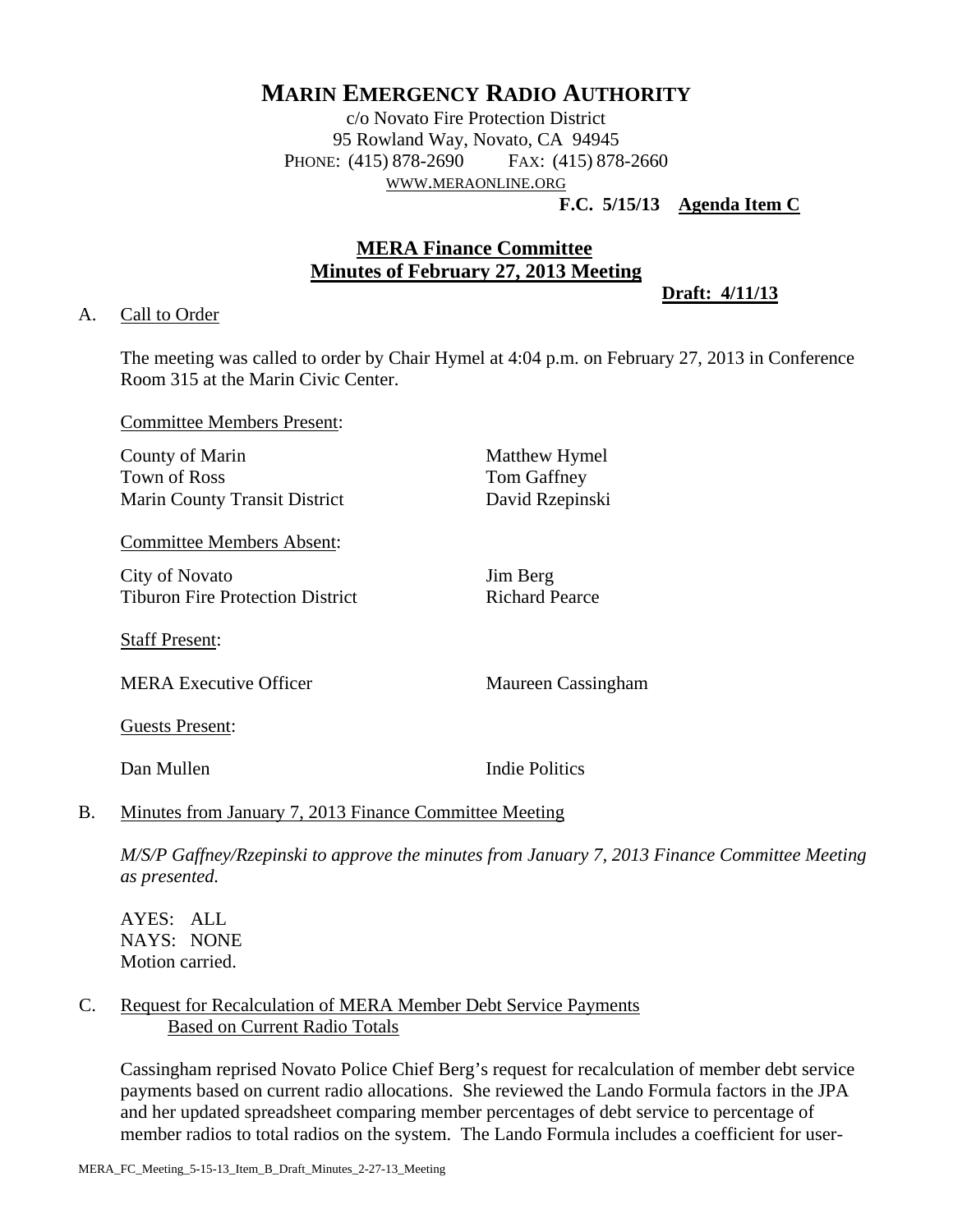# MARIN EMERGENCY RADIO AUTHORITY

c/o Novato Fire Protection District
95 Rowland Way, Novato, CA 94945
PHONE: (415) 878-2690 FAX: (415) 878-2660
WWW.MERAONLINE.ORG

**F.C. 5/15/13 Agenda Item C**

## MERA Finance Committee
## Minutes of February 27, 2013 Meeting

**Draft: 4/11/13**

A. Call to Order

The meeting was called to order by Chair Hymel at 4:04 p.m. on February 27, 2013 in Conference Room 315 at the Marin Civic Center.

Committee Members Present:

| | |
|---|---|
| County of Marin | Matthew Hymel |
| Town of Ross | Tom Gaffney |
| Marin County Transit District | David Rzepinski |

Committee Members Absent:

| | |
|---|---|
| City of Novato | Jim Berg |
| Tiburon Fire Protection District | Richard Pearce |

Staff Present:

| | |
|---|---|
| MERA Executive Officer | Maureen Cassingham |

Guests Present:

| | |
|---|---|
| Dan Mullen | Indie Politics |

B. Minutes from January 7, 2013 Finance Committee Meeting

*M/S/P Gaffney/Rzepinski to approve the minutes from January 7, 2013 Finance Committee Meeting as presented.*

AYES: ALL
NAYS: NONE
Motion carried.

C. Request for Recalculation of MERA Member Debt Service Payments Based on Current Radio Totals

Cassingham reprised Novato Police Chief Berg's request for recalculation of member debt service payments based on current radio allocations. She reviewed the Lando Formula factors in the JPA and her updated spreadsheet comparing member percentages of debt service to percentage of member radios to total radios on the system. The Lando Formula includes a coefficient for user-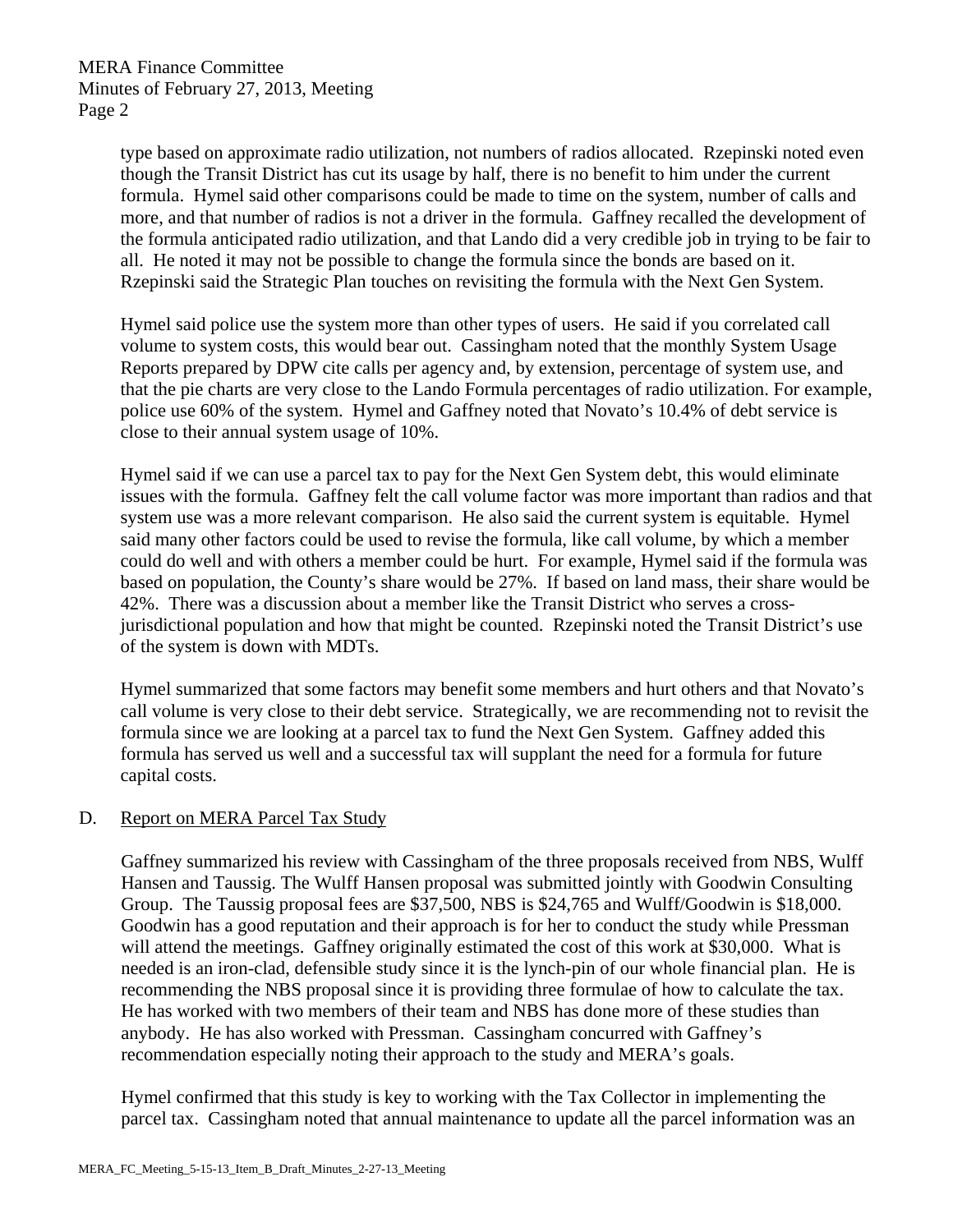type based on approximate radio utilization, not numbers of radios allocated. Rzepinski noted even though the Transit District has cut its usage by half, there is no benefit to him under the current formula. Hymel said other comparisons could be made to time on the system, number of calls and more, and that number of radios is not a driver in the formula. Gaffney recalled the development of the formula anticipated radio utilization, and that Lando did a very credible job in trying to be fair to all. He noted it may not be possible to change the formula since the bonds are based on it. Rzepinski said the Strategic Plan touches on revisiting the formula with the Next Gen System.

Hymel said police use the system more than other types of users. He said if you correlated call volume to system costs, this would bear out. Cassingham noted that the monthly System Usage Reports prepared by DPW cite calls per agency and, by extension, percentage of system use, and that the pie charts are very close to the Lando Formula percentages of radio utilization. For example, police use 60% of the system. Hymel and Gaffney noted that Novato's 10.4% of debt service is close to their annual system usage of 10%.

Hymel said if we can use a parcel tax to pay for the Next Gen System debt, this would eliminate issues with the formula. Gaffney felt the call volume factor was more important than radios and that system use was a more relevant comparison. He also said the current system is equitable. Hymel said many other factors could be used to revise the formula, like call volume, by which a member could do well and with others a member could be hurt. For example, Hymel said if the formula was based on population, the County's share would be 27%. If based on land mass, their share would be 42%. There was a discussion about a member like the Transit District who serves a cross-jurisdictional population and how that might be counted. Rzepinski noted the Transit District's use of the system is down with MDTs.

Hymel summarized that some factors may benefit some members and hurt others and that Novato's call volume is very close to their debt service. Strategically, we are recommending not to revisit the formula since we are looking at a parcel tax to fund the Next Gen System. Gaffney added this formula has served us well and a successful tax will supplant the need for a formula for future capital costs.

D. Report on MERA Parcel Tax Study

Gaffney summarized his review with Cassingham of the three proposals received from NBS, Wulff Hansen and Taussig. The Wulff Hansen proposal was submitted jointly with Goodwin Consulting Group. The Taussig proposal fees are $37,500, NBS is $24,765 and Wulff/Goodwin is $18,000. Goodwin has a good reputation and their approach is for her to conduct the study while Pressman will attend the meetings. Gaffney originally estimated the cost of this work at $30,000. What is needed is an iron-clad, defensible study since it is the lynch-pin of our whole financial plan. He is recommending the NBS proposal since it is providing three formulae of how to calculate the tax. He has worked with two members of their team and NBS has done more of these studies than anybody. He has also worked with Pressman. Cassingham concurred with Gaffney's recommendation especially noting their approach to the study and MERA's goals.

Hymel confirmed that this study is key to working with the Tax Collector in implementing the parcel tax. Cassingham noted that annual maintenance to update all the parcel information was an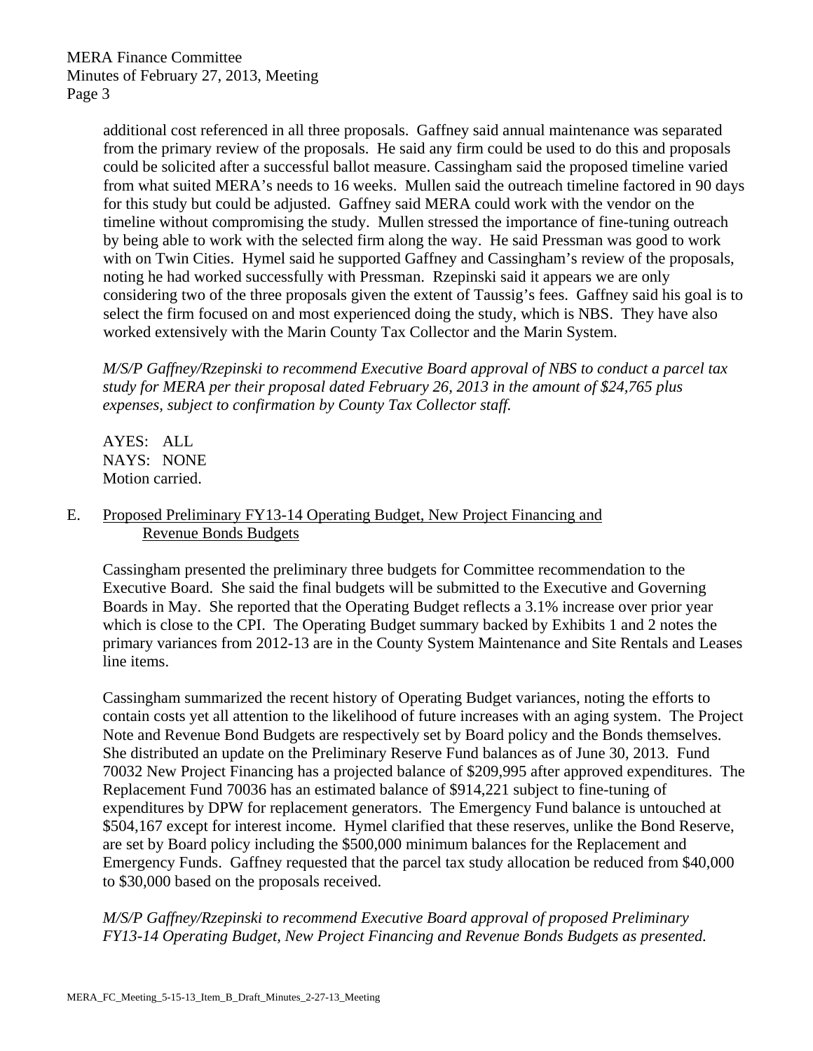additional cost referenced in all three proposals. Gaffney said annual maintenance was separated from the primary review of the proposals. He said any firm could be used to do this and proposals could be solicited after a successful ballot measure. Cassingham said the proposed timeline varied from what suited MERA's needs to 16 weeks. Mullen said the outreach timeline factored in 90 days for this study but could be adjusted. Gaffney said MERA could work with the vendor on the timeline without compromising the study. Mullen stressed the importance of fine-tuning outreach by being able to work with the selected firm along the way. He said Pressman was good to work with on Twin Cities. Hymel said he supported Gaffney and Cassingham's review of the proposals, noting he had worked successfully with Pressman. Rzepinski said it appears we are only considering two of the three proposals given the extent of Taussig's fees. Gaffney said his goal is to select the firm focused on and most experienced doing the study, which is NBS. They have also worked extensively with the Marin County Tax Collector and the Marin System.

*M/S/P Gaffney/Rzepinski to recommend Executive Board approval of NBS to conduct a parcel tax study for MERA per their proposal dated February 26, 2013 in the amount of $24,765 plus expenses, subject to confirmation by County Tax Collector staff.*

AYES: ALL
NAYS: NONE
Motion carried.

E. Proposed Preliminary FY13-14 Operating Budget, New Project Financing and Revenue Bonds Budgets

Cassingham presented the preliminary three budgets for Committee recommendation to the Executive Board. She said the final budgets will be submitted to the Executive and Governing Boards in May. She reported that the Operating Budget reflects a 3.1% increase over prior year which is close to the CPI. The Operating Budget summary backed by Exhibits 1 and 2 notes the primary variances from 2012-13 are in the County System Maintenance and Site Rentals and Leases line items.

Cassingham summarized the recent history of Operating Budget variances, noting the efforts to contain costs yet all attention to the likelihood of future increases with an aging system. The Project Note and Revenue Bond Budgets are respectively set by Board policy and the Bonds themselves. She distributed an update on the Preliminary Reserve Fund balances as of June 30, 2013. Fund 70032 New Project Financing has a projected balance of $209,995 after approved expenditures. The Replacement Fund 70036 has an estimated balance of $914,221 subject to fine-tuning of expenditures by DPW for replacement generators. The Emergency Fund balance is untouched at $504,167 except for interest income. Hymel clarified that these reserves, unlike the Bond Reserve, are set by Board policy including the $500,000 minimum balances for the Replacement and Emergency Funds. Gaffney requested that the parcel tax study allocation be reduced from $40,000 to $30,000 based on the proposals received.

*M/S/P Gaffney/Rzepinski to recommend Executive Board approval of proposed Preliminary FY13-14 Operating Budget, New Project Financing and Revenue Bonds Budgets as presented.*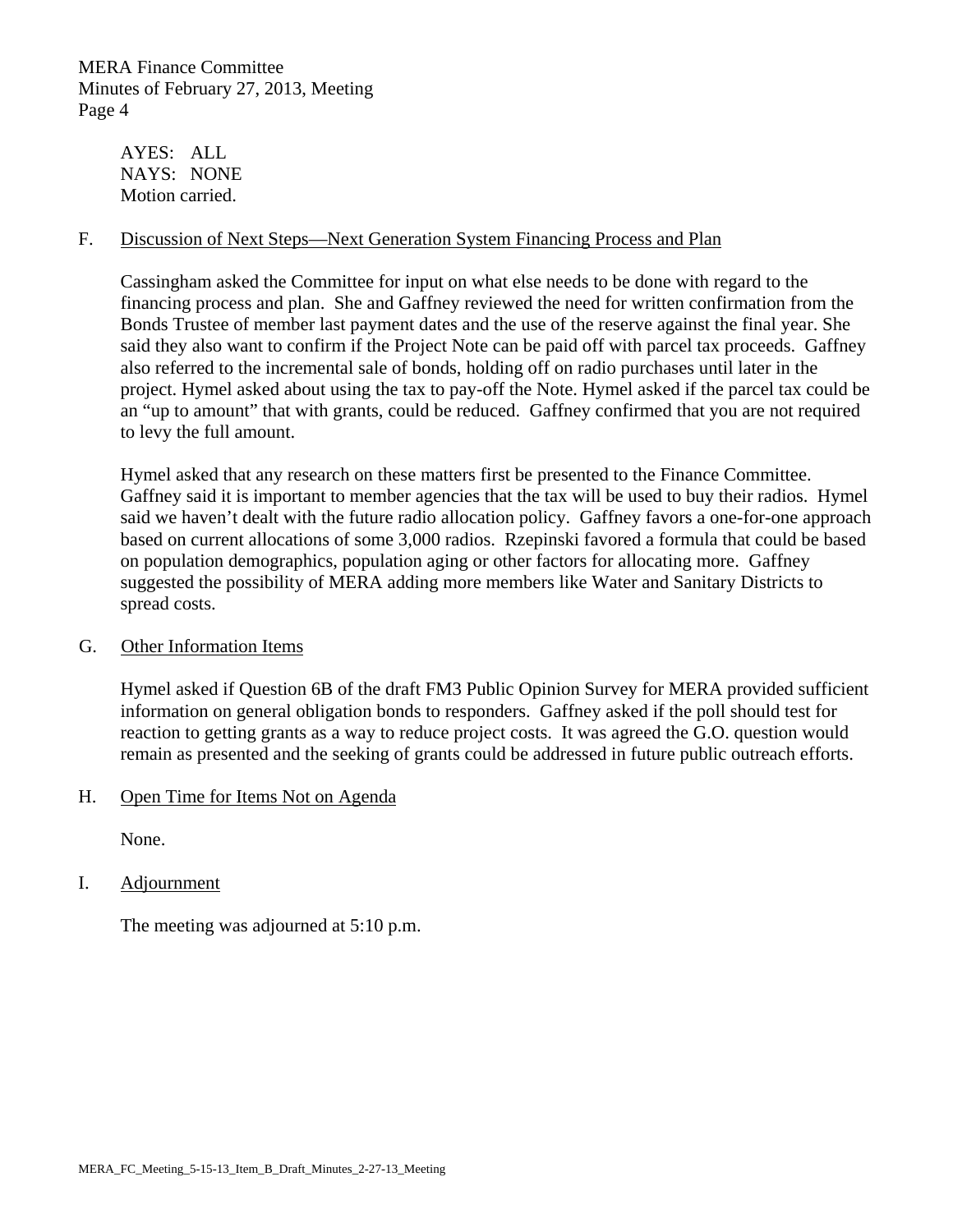AYES: ALL
NAYS: NONE
Motion carried.

F. Discussion of Next Steps—Next Generation System Financing Process and Plan

Cassingham asked the Committee for input on what else needs to be done with regard to the financing process and plan. She and Gaffney reviewed the need for written confirmation from the Bonds Trustee of member last payment dates and the use of the reserve against the final year. She said they also want to confirm if the Project Note can be paid off with parcel tax proceeds. Gaffney also referred to the incremental sale of bonds, holding off on radio purchases until later in the project. Hymel asked about using the tax to pay-off the Note. Hymel asked if the parcel tax could be an "up to amount" that with grants, could be reduced. Gaffney confirmed that you are not required to levy the full amount.

Hymel asked that any research on these matters first be presented to the Finance Committee. Gaffney said it is important to member agencies that the tax will be used to buy their radios. Hymel said we haven't dealt with the future radio allocation policy. Gaffney favors a one-for-one approach based on current allocations of some 3,000 radios. Rzepinski favored a formula that could be based on population demographics, population aging or other factors for allocating more. Gaffney suggested the possibility of MERA adding more members like Water and Sanitary Districts to spread costs.

G. Other Information Items

Hymel asked if Question 6B of the draft FM3 Public Opinion Survey for MERA provided sufficient information on general obligation bonds to responders. Gaffney asked if the poll should test for reaction to getting grants as a way to reduce project costs. It was agreed the G.O. question would remain as presented and the seeking of grants could be addressed in future public outreach efforts.

H. Open Time for Items Not on Agenda

None.

I. Adjournment

The meeting was adjourned at 5:10 p.m.